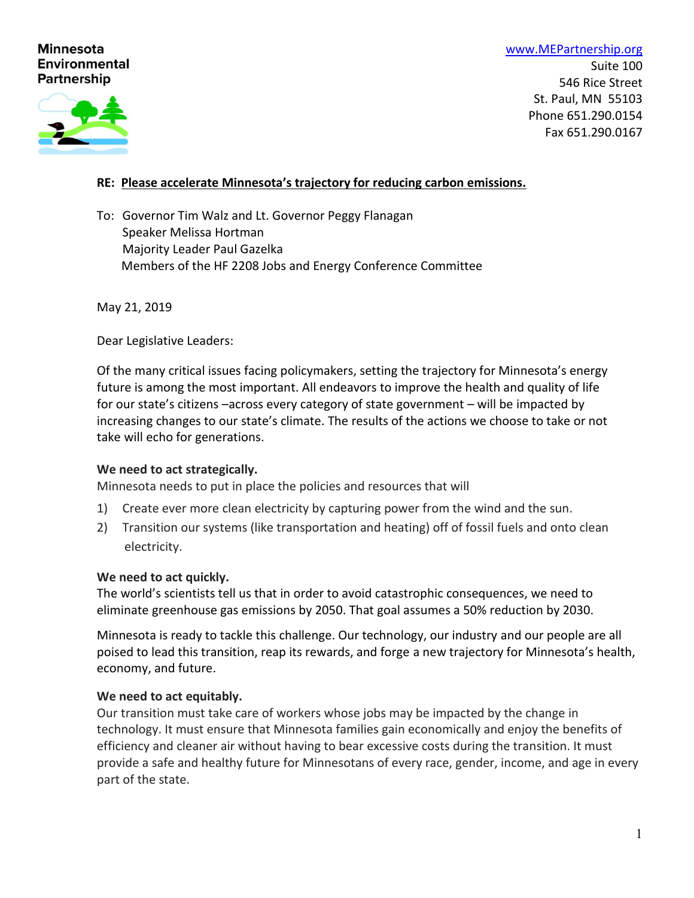**Minnesota Environmental Partnership**

www.MEPartnership.org
Suite 100
546 Rice Street
St. Paul, MN 55103
Phone 651.290.0154
Fax 651.290.0167

**RE: Please accelerate Minnesota's trajectory for reducing carbon emissions.**

To: Governor Tim Walz and Lt. Governor Peggy Flanagan
Speaker Melissa Hortman
Majority Leader Paul Gazelka
Members of the HF 2208 Jobs and Energy Conference Committee

May 21, 2019

Dear Legislative Leaders:

Of the many critical issues facing policymakers, setting the trajectory for Minnesota's energy future is among the most important. All endeavors to improve the health and quality of life for our state's citizens –across every category of state government – will be impacted by increasing changes to our state's climate. The results of the actions we choose to take or not take will echo for generations.

**We need to act strategically.**

Minnesota needs to put in place the policies and resources that will

1) Create ever more clean electricity by capturing power from the wind and the sun.
2) Transition our systems (like transportation and heating) off of fossil fuels and onto clean electricity.

**We need to act quickly.**

The world's scientists tell us that in order to avoid catastrophic consequences, we need to eliminate greenhouse gas emissions by 2050. That goal assumes a 50% reduction by 2030.

Minnesota is ready to tackle this challenge. Our technology, our industry and our people are all poised to lead this transition, reap its rewards, and forge a new trajectory for Minnesota's health, economy, and future.

**We need to act equitably.**

Our transition must take care of workers whose jobs may be impacted by the change in technology. It must ensure that Minnesota families gain economically and enjoy the benefits of efficiency and cleaner air without having to bear excessive costs during the transition. It must provide a safe and healthy future for Minnesotans of every race, gender, income, and age in every part of the state.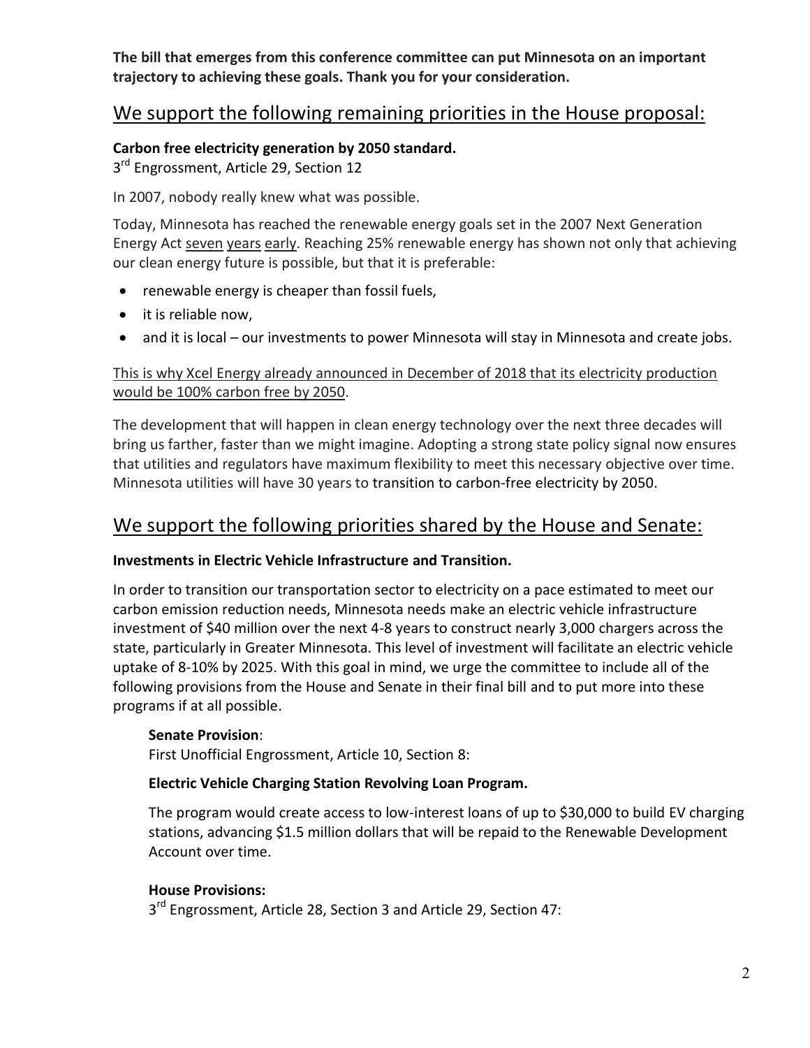**The bill that emerges from this conference committee can put Minnesota on an important trajectory to achieving these goals. Thank you for your consideration.**

## We support the following remaining priorities in the House proposal:

**Carbon free electricity generation by 2050 standard.**
3rd Engrossment, Article 29, Section 12

In 2007, nobody really knew what was possible.

Today, Minnesota has reached the renewable energy goals set in the 2007 Next Generation Energy Act seven years early. Reaching 25% renewable energy has shown not only that achieving our clean energy future is possible, but that it is preferable:

- renewable energy is cheaper than fossil fuels,
- it is reliable now,
- and it is local – our investments to power Minnesota will stay in Minnesota and create jobs.

This is why Xcel Energy already announced in December of 2018 that its electricity production would be 100% carbon free by 2050.

The development that will happen in clean energy technology over the next three decades will bring us farther, faster than we might imagine. Adopting a strong state policy signal now ensures that utilities and regulators have maximum flexibility to meet this necessary objective over time. Minnesota utilities will have 30 years to transition to carbon-free electricity by 2050.

## We support the following priorities shared by the House and Senate:

**Investments in Electric Vehicle Infrastructure and Transition.**

In order to transition our transportation sector to electricity on a pace estimated to meet our carbon emission reduction needs, Minnesota needs make an electric vehicle infrastructure investment of $40 million over the next 4-8 years to construct nearly 3,000 chargers across the state, particularly in Greater Minnesota. This level of investment will facilitate an electric vehicle uptake of 8-10% by 2025. With this goal in mind, we urge the committee to include all of the following provisions from the House and Senate in their final bill and to put more into these programs if at all possible.

**Senate Provision**:
First Unofficial Engrossment, Article 10, Section 8:

**Electric Vehicle Charging Station Revolving Loan Program.**

The program would create access to low-interest loans of up to $30,000 to build EV charging stations, advancing $1.5 million dollars that will be repaid to the Renewable Development Account over time.

**House Provisions:**
3rd Engrossment, Article 28, Section 3 and Article 29, Section 47: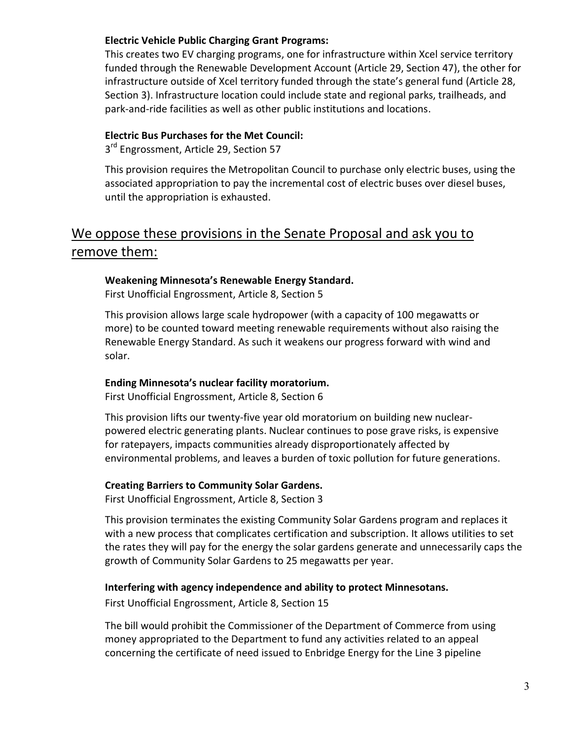**Electric Vehicle Public Charging Grant Programs:**

This creates two EV charging programs, one for infrastructure within Xcel service territory funded through the Renewable Development Account (Article 29, Section 47), the other for infrastructure outside of Xcel territory funded through the state's general fund (Article 28, Section 3). Infrastructure location could include state and regional parks, trailheads, and park-and-ride facilities as well as other public institutions and locations.

**Electric Bus Purchases for the Met Council:**

3rd Engrossment, Article 29, Section 57

This provision requires the Metropolitan Council to purchase only electric buses, using the associated appropriation to pay the incremental cost of electric buses over diesel buses, until the appropriation is exhausted.

## We oppose these provisions in the Senate Proposal and ask you to remove them:

**Weakening Minnesota's Renewable Energy Standard.**

First Unofficial Engrossment, Article 8, Section 5

This provision allows large scale hydropower (with a capacity of 100 megawatts or more) to be counted toward meeting renewable requirements without also raising the Renewable Energy Standard. As such it weakens our progress forward with wind and solar.

**Ending Minnesota's nuclear facility moratorium.**

First Unofficial Engrossment, Article 8, Section 6

This provision lifts our twenty-five year old moratorium on building new nuclear-powered electric generating plants. Nuclear continues to pose grave risks, is expensive for ratepayers, impacts communities already disproportionately affected by environmental problems, and leaves a burden of toxic pollution for future generations.

**Creating Barriers to Community Solar Gardens.**

First Unofficial Engrossment, Article 8, Section 3

This provision terminates the existing Community Solar Gardens program and replaces it with a new process that complicates certification and subscription. It allows utilities to set the rates they will pay for the energy the solar gardens generate and unnecessarily caps the growth of Community Solar Gardens to 25 megawatts per year.

**Interfering with agency independence and ability to protect Minnesotans.**

First Unofficial Engrossment, Article 8, Section 15

The bill would prohibit the Commissioner of the Department of Commerce from using money appropriated to the Department to fund any activities related to an appeal concerning the certificate of need issued to Enbridge Energy for the Line 3 pipeline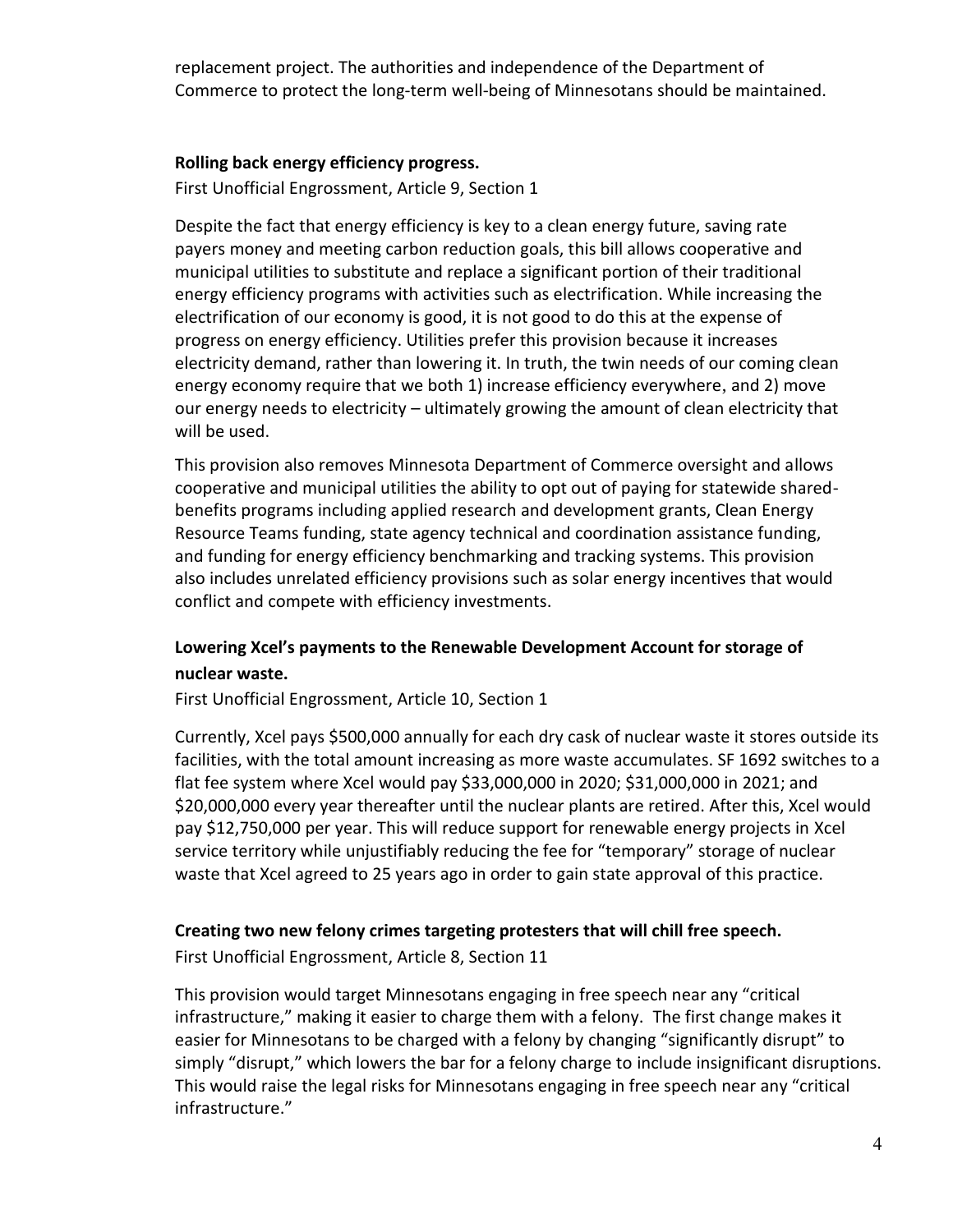replacement project. The authorities and independence of the Department of Commerce to protect the long-term well-being of Minnesotans should be maintained.

**Rolling back energy efficiency progress.**

First Unofficial Engrossment, Article 9, Section 1

Despite the fact that energy efficiency is key to a clean energy future, saving rate payers money and meeting carbon reduction goals, this bill allows cooperative and municipal utilities to substitute and replace a significant portion of their traditional energy efficiency programs with activities such as electrification. While increasing the electrification of our economy is good, it is not good to do this at the expense of progress on energy efficiency. Utilities prefer this provision because it increases electricity demand, rather than lowering it. In truth, the twin needs of our coming clean energy economy require that we both 1) increase efficiency everywhere, and 2) move our energy needs to electricity – ultimately growing the amount of clean electricity that will be used.

This provision also removes Minnesota Department of Commerce oversight and allows cooperative and municipal utilities the ability to opt out of paying for statewide shared-benefits programs including applied research and development grants, Clean Energy Resource Teams funding, state agency technical and coordination assistance funding, and funding for energy efficiency benchmarking and tracking systems. This provision also includes unrelated efficiency provisions such as solar energy incentives that would conflict and compete with efficiency investments.

**Lowering Xcel's payments to the Renewable Development Account for storage of nuclear waste.**

First Unofficial Engrossment, Article 10, Section 1

Currently, Xcel pays $500,000 annually for each dry cask of nuclear waste it stores outside its facilities, with the total amount increasing as more waste accumulates. SF 1692 switches to a flat fee system where Xcel would pay $33,000,000 in 2020; $31,000,000 in 2021; and $20,000,000 every year thereafter until the nuclear plants are retired. After this, Xcel would pay $12,750,000 per year. This will reduce support for renewable energy projects in Xcel service territory while unjustifiably reducing the fee for "temporary" storage of nuclear waste that Xcel agreed to 25 years ago in order to gain state approval of this practice.

**Creating two new felony crimes targeting protesters that will chill free speech.**

First Unofficial Engrossment, Article 8, Section 11

This provision would target Minnesotans engaging in free speech near any "critical infrastructure," making it easier to charge them with a felony. The first change makes it easier for Minnesotans to be charged with a felony by changing "significantly disrupt" to simply "disrupt," which lowers the bar for a felony charge to include insignificant disruptions. This would raise the legal risks for Minnesotans engaging in free speech near any "critical infrastructure."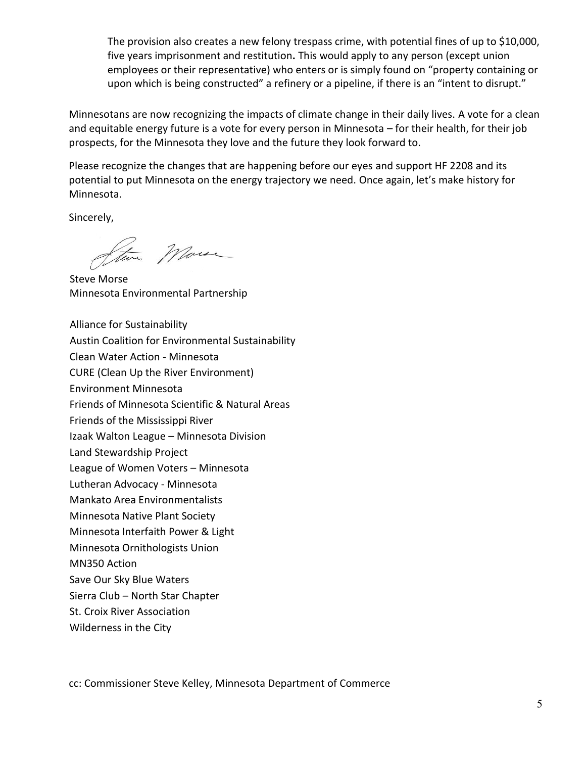The provision also creates a new felony trespass crime, with potential fines of up to $10,000, five years imprisonment and restitution**.** This would apply to any person (except union employees or their representative) who enters or is simply found on "property containing or upon which is being constructed" a refinery or a pipeline, if there is an "intent to disrupt."

Minnesotans are now recognizing the impacts of climate change in their daily lives. A vote for a clean and equitable energy future is a vote for every person in Minnesota – for their health, for their job prospects, for the Minnesota they love and the future they look forward to.

Please recognize the changes that are happening before our eyes and support HF 2208 and its potential to put Minnesota on the energy trajectory we need. Once again, let's make history for Minnesota.

Sincerely,

Steve Morse
Minnesota Environmental Partnership

Alliance for Sustainability
Austin Coalition for Environmental Sustainability
Clean Water Action - Minnesota
CURE (Clean Up the River Environment)
Environment Minnesota
Friends of Minnesota Scientific & Natural Areas
Friends of the Mississippi River
Izaak Walton League – Minnesota Division
Land Stewardship Project
League of Women Voters – Minnesota
Lutheran Advocacy - Minnesota
Mankato Area Environmentalists
Minnesota Native Plant Society
Minnesota Interfaith Power & Light
Minnesota Ornithologists Union
MN350 Action
Save Our Sky Blue Waters
Sierra Club – North Star Chapter
St. Croix River Association
Wilderness in the City

cc: Commissioner Steve Kelley, Minnesota Department of Commerce